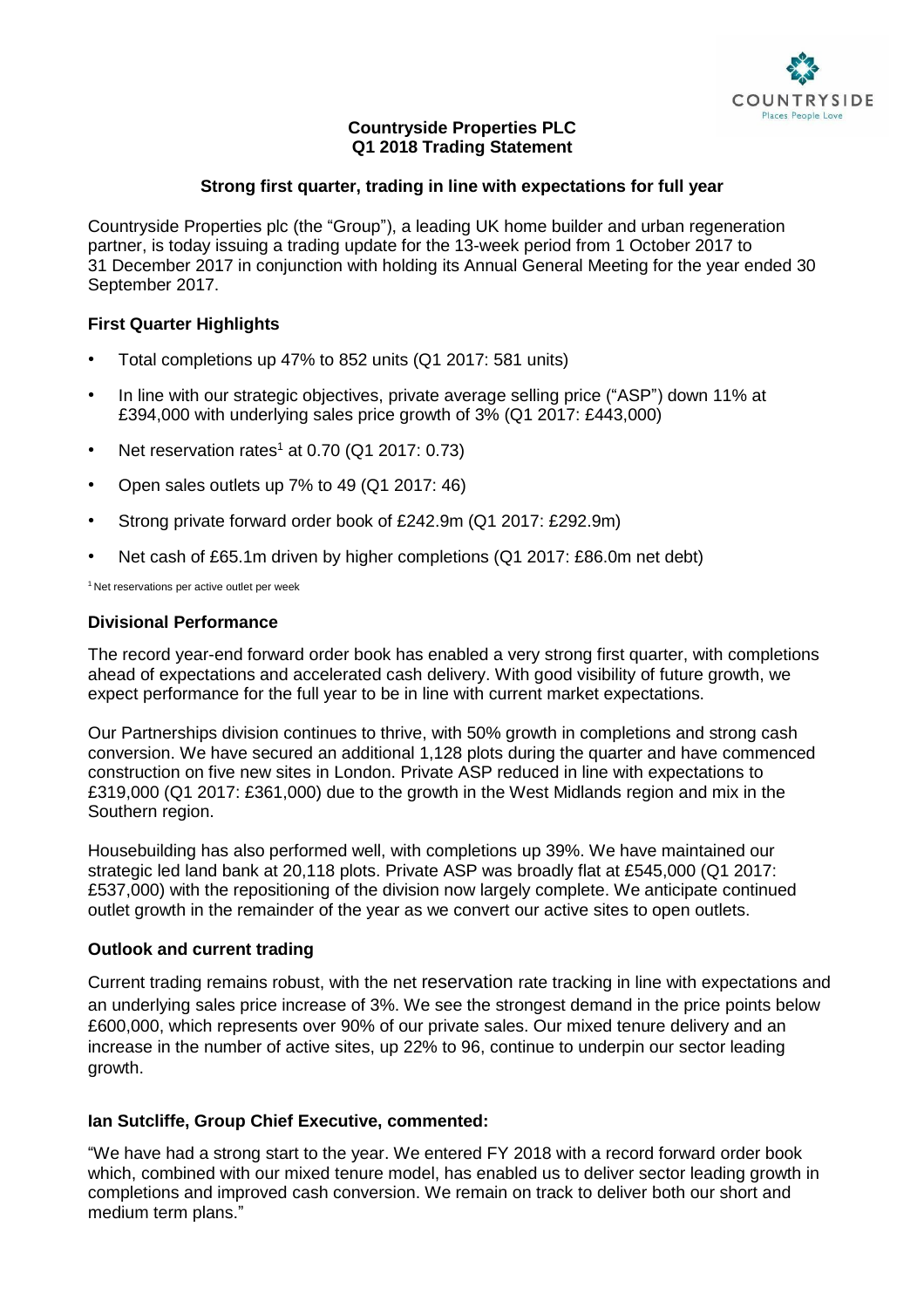# Countryside Properties PLC
## Q1 2018 Trading Statement

### Strong first quarter, trading in line with expectations for full year

Countryside Properties plc (the "Group"), a leading UK home builder and urban regeneration partner, is today issuing a trading update for the 13-week period from 1 October 2017 to 31 December 2017 in conjunction with holding its Annual General Meeting for the year ended 30 September 2017.

### First Quarter Highlights

- Total completions up 47% to 852 units (Q1 2017: 581 units)
- In line with our strategic objectives, private average selling price ("ASP") down 11% at £394,000 with underlying sales price growth of 3% (Q1 2017: £443,000)
- Net reservation rates[1] at 0.70 (Q1 2017: 0.73)
- Open sales outlets up 7% to 49 (Q1 2017: 46)
- Strong private forward order book of £242.9m (Q1 2017: £292.9m)
- Net cash of £65.1m driven by higher completions (Q1 2017: £86.0m net debt)

[1] Net reservations per active outlet per week

### Divisional Performance

The record year-end forward order book has enabled a very strong first quarter, with completions ahead of expectations and accelerated cash delivery. With good visibility of future growth, we expect performance for the full year to be in line with current market expectations.

Our Partnerships division continues to thrive, with 50% growth in completions and strong cash conversion. We have secured an additional 1,128 plots during the quarter and have commenced construction on five new sites in London. Private ASP reduced in line with expectations to £319,000 (Q1 2017: £361,000) due to the growth in the West Midlands region and mix in the Southern region.

Housebuilding has also performed well, with completions up 39%. We have maintained our strategic led land bank at 20,118 plots. Private ASP was broadly flat at £545,000 (Q1 2017: £537,000) with the repositioning of the division now largely complete. We anticipate continued outlet growth in the remainder of the year as we convert our active sites to open outlets.

### Outlook and current trading

Current trading remains robust, with the net reservation rate tracking in line with expectations and an underlying sales price increase of 3%. We see the strongest demand in the price points below £600,000, which represents over 90% of our private sales. Our mixed tenure delivery and an increase in the number of active sites, up 22% to 96, continue to underpin our sector leading growth.

### Ian Sutcliffe, Group Chief Executive, commented:

"We have had a strong start to the year. We entered FY 2018 with a record forward order book which, combined with our mixed tenure model, has enabled us to deliver sector leading growth in completions and improved cash conversion. We remain on track to deliver both our short and medium term plans."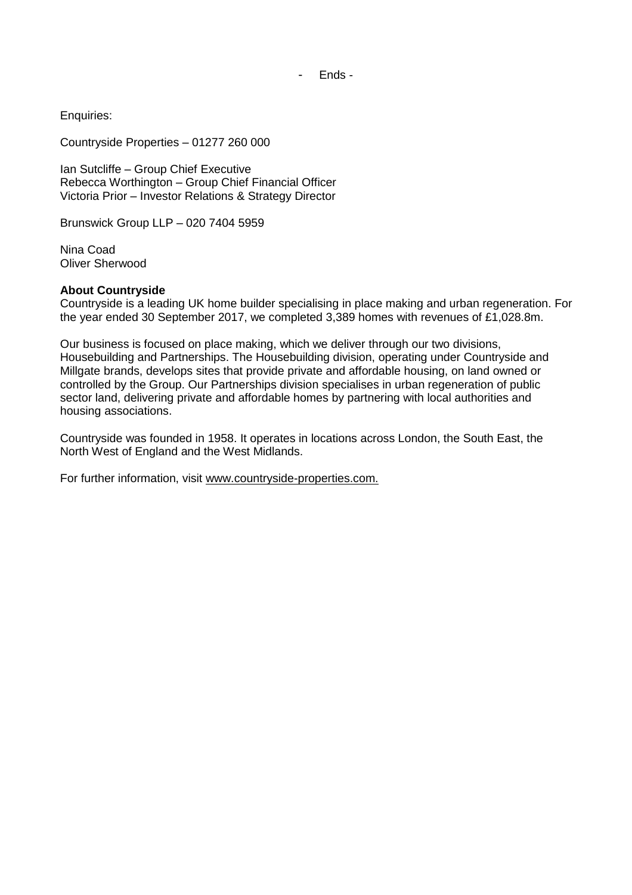- Ends -

Enquiries:

Countryside Properties – 01277 260 000

Ian Sutcliffe – Group Chief Executive
Rebecca Worthington – Group Chief Financial Officer
Victoria Prior – Investor Relations & Strategy Director

Brunswick Group LLP – 020 7404 5959

Nina Coad
Oliver Sherwood

**About Countryside**
Countryside is a leading UK home builder specialising in place making and urban regeneration. For the year ended 30 September 2017, we completed 3,389 homes with revenues of £1,028.8m.

Our business is focused on place making, which we deliver through our two divisions, Housebuilding and Partnerships. The Housebuilding division, operating under Countryside and Millgate brands, develops sites that provide private and affordable housing, on land owned or controlled by the Group. Our Partnerships division specialises in urban regeneration of public sector land, delivering private and affordable homes by partnering with local authorities and housing associations.

Countryside was founded in 1958. It operates in locations across London, the South East, the North West of England and the West Midlands.

For further information, visit www.countryside-properties.com.